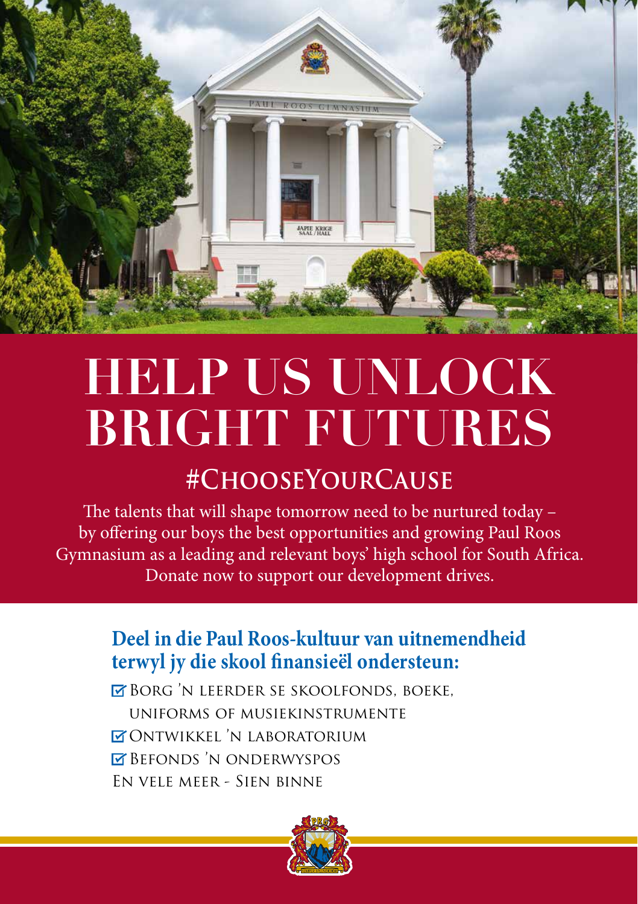# HELP US UNLOCK BRIGHT FUTURES

## #ChooseYourCause

The talents that will shape tomorrow need to be nurtured today – by offering our boys the best opportunities and growing Paul Roos Gymnasium as a leading and relevant boys' high school for South Africa. Donate now to support our development drives.

### Deel in die Paul Roos-kultuur van uitnemendheid terwyl jy die skool finansieël ondersteun:

- ☑ Borg 'n leerder se skoolfonds, boeke, uniforms of musiekinstrumente
- ☑ Ontwikkel 'n laboratorium
- ☑ Befonds 'n onderwyspos

En vele meer - Sien binne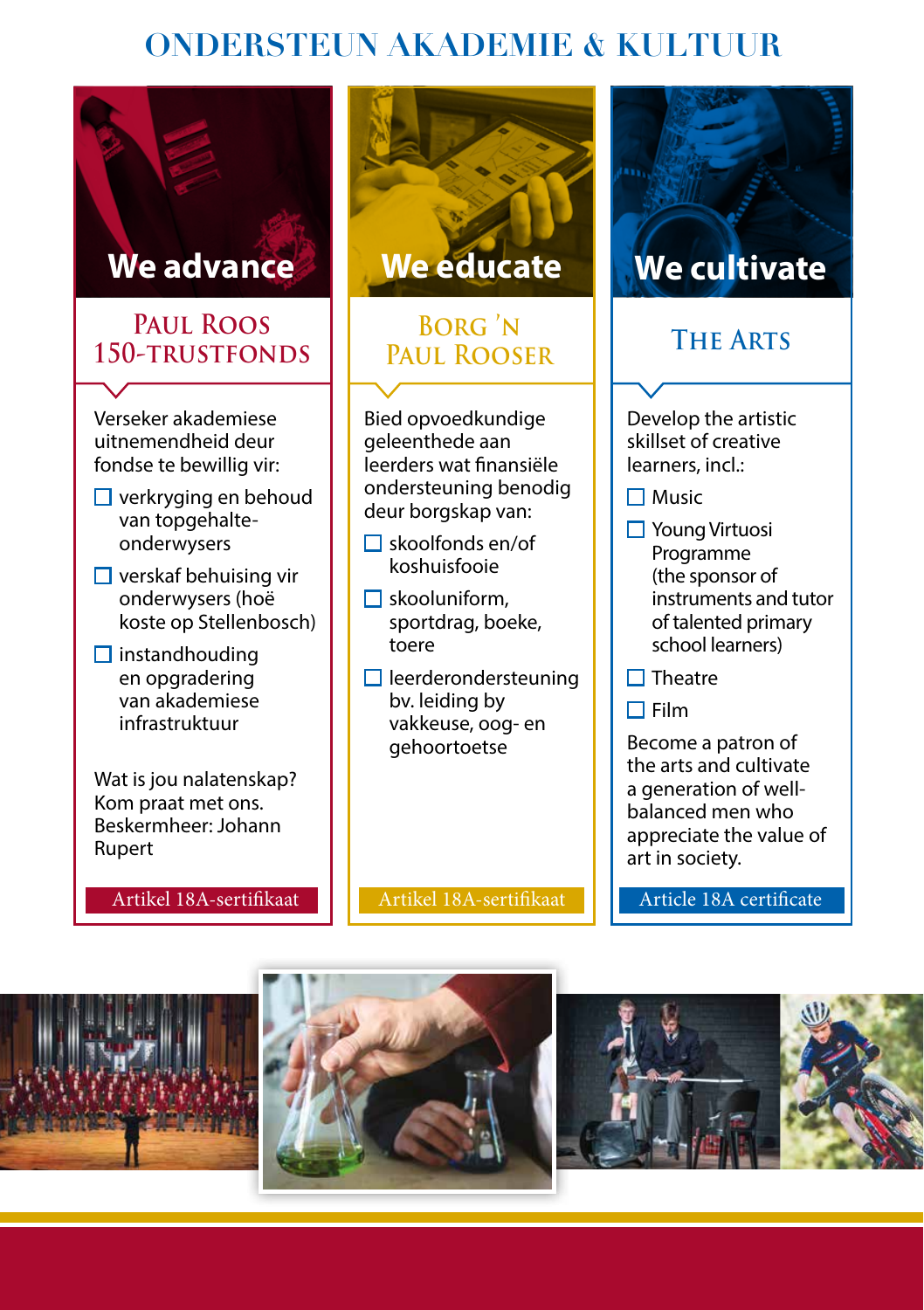# ONDERSTEUN AKADEMIE & KULTUUR

## We advance

### Paul Roos 150-Trustfonds

Verseker akademiese uitnemendheid deur fondse te bewillig vir:

- ☐ verkryging en behoud van topgehalte-onderwysers
- ☐ verskaf behuising vir onderwysers (hoë koste op Stellenbosch)
- ☐ instandhouding en opgradering van akademiese infrastruktuur

Wat is jou nalatenskap? Kom praat met ons. Beskermheer: Johann Rupert

Artikel 18A-sertifikaat

## We educate

### Borg 'n Paul Rooser

Bied opvoedkundige geleenthede aan leerders wat finansiële ondersteuning benodig deur borgskap van:

- ☐ skoolfonds en/of koshuisfooie
- ☐ skooluniform, sportdrag, boeke, toere
- ☐ leerderondersteuning bv. leiding by vakkeuse, oog- en gehoortoetse

Artikel 18A-sertifikaat

## We cultivate

### The Arts

Develop the artistic skillset of creative learners, incl.:

- ☐ Music
- ☐ Young Virtuosi Programme (the sponsor of instruments and tutor of talented primary school learners)
- ☐ Theatre
- ☐ Film

Become a patron of the arts and cultivate a generation of well-balanced men who appreciate the value of art in society.

Article 18A certificate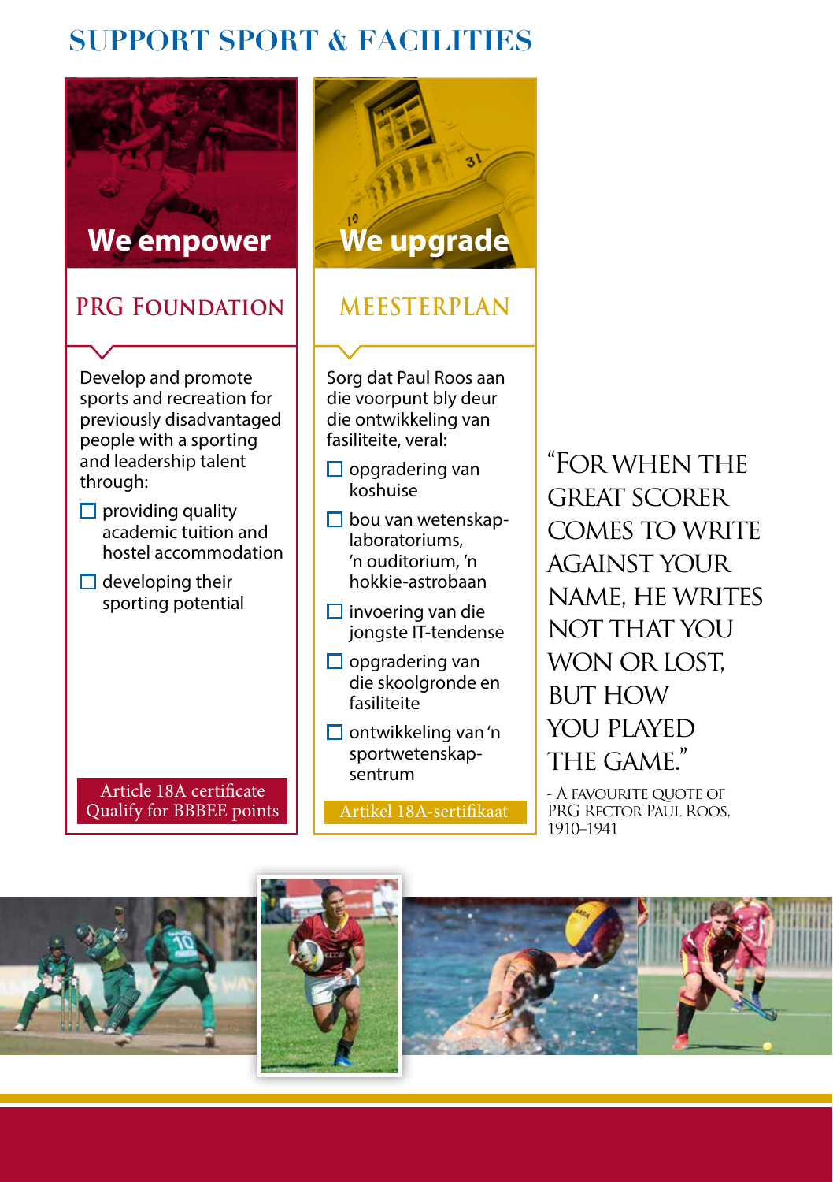# SUPPORT SPORT & FACILITIES

## We empower

### PRG Foundation

Develop and promote sports and recreation for previously disadvantaged people with a sporting and leadership talent through:

- providing quality academic tuition and hostel accommodation
- developing their sporting potential

Article 18A certificate
Qualify for BBBEE points

## We upgrade

### MEESTERPLAN

Sorg dat Paul Roos aan die voorpunt bly deur die ontwikkeling van fasiliteite, veral:

- opgradering van koshuise
- bou van wetenskap-laboratoriums, 'n ouditorium, 'n hokkie-astrobaan
- invoering van die jongste IT-tendense
- opgradering van die skoolgronde en fasiliteite
- ontwikkeling van 'n sportwetenskap-sentrum

Artikel 18A-sertifikaat

"For when the great scorer comes to write against your name, he writes not that you won or lost, but how you played the game."

- A favourite quote of PRG Rector Paul Roos, 1910–1941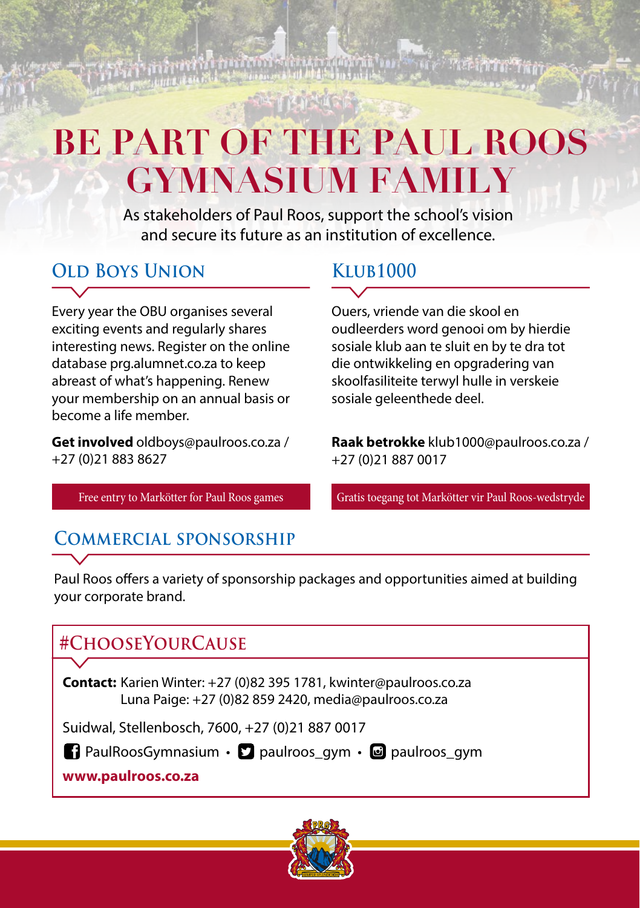# BE PART OF THE PAUL ROOS GYMNASIUM FAMILY

As stakeholders of Paul Roos, support the school's vision and secure its future as an institution of excellence.

## Old Boys Union

Every year the OBU organises several exciting events and regularly shares interesting news. Register on the online database prg.alumnet.co.za to keep abreast of what's happening. Renew your membership on an annual basis or become a life member.

**Get involved** oldboys@paulroos.co.za / +27 (0)21 883 8627

Free entry to Markötter for Paul Roos games

## Klub1000

Ouers, vriende van die skool en oudleerders word genooi om by hierdie sosiale klub aan te sluit en by te dra tot die ontwikkeling en opgradering van skoolfasiliteite terwyl hulle in verskeie sosiale geleenthede deel.

**Raak betrokke** klub1000@paulroos.co.za / +27 (0)21 887 0017

Gratis toegang tot Markötter vir Paul Roos-wedstryde

## Commercial sponsorship

Paul Roos offers a variety of sponsorship packages and opportunities aimed at building your corporate brand.

## #ChooseYourCause

**Contact:** Karien Winter: +27 (0)82 395 1781, kwinter@paulroos.co.za
Luna Paige: +27 (0)82 859 2420, media@paulroos.co.za

Suidwal, Stellenbosch, 7600, +27 (0)21 887 0017

PaulRoosGymnasium • paulroos_gym • paulroos_gym

**www.paulroos.co.za**